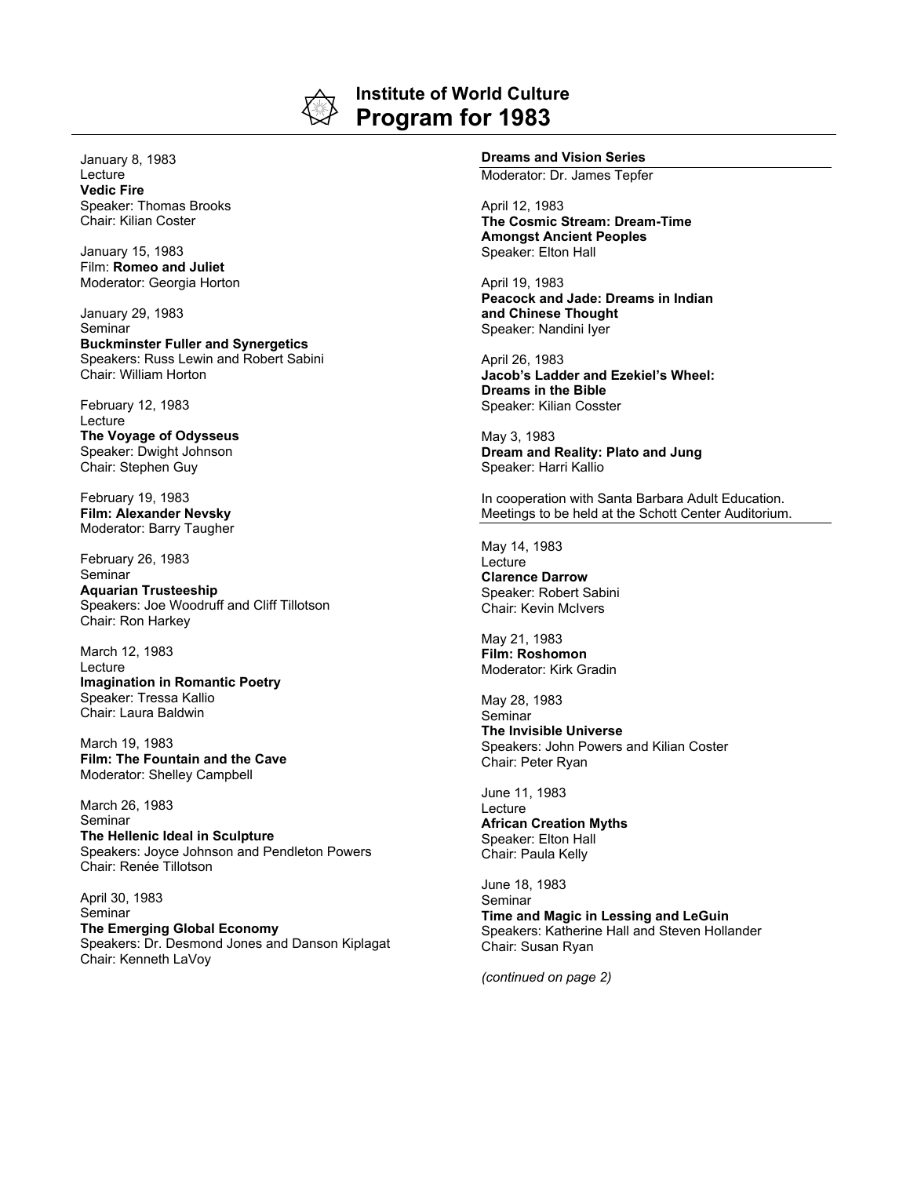# Institute of World Culture
## Program for 1983

January 8, 1983
Lecture
**Vedic Fire**
Speaker: Thomas Brooks
Chair: Kilian Coster

January 15, 1983
Film: **Romeo and Juliet**
Moderator: Georgia Horton

January 29, 1983
Seminar
**Buckminster Fuller and Synergetics**
Speakers: Russ Lewin and Robert Sabini
Chair: William Horton

February 12, 1983
Lecture
**The Voyage of Odysseus**
Speaker: Dwight Johnson
Chair: Stephen Guy

February 19, 1983
**Film: Alexander Nevsky**
Moderator: Barry Taugher

February 26, 1983
Seminar
**Aquarian Trusteeship**
Speakers: Joe Woodruff and Cliff Tillotson
Chair: Ron Harkey

March 12, 1983
Lecture
**Imagination in Romantic Poetry**
Speaker: Tressa Kallio
Chair: Laura Baldwin

March 19, 1983
**Film: The Fountain and the Cave**
Moderator: Shelley Campbell

March 26, 1983
Seminar
**The Hellenic Ideal in Sculpture**
Speakers: Joyce Johnson and Pendleton Powers
Chair: Renée Tillotson

April 30, 1983
Seminar
**The Emerging Global Economy**
Speakers: Dr. Desmond Jones and Danson Kiplagat
Chair: Kenneth LaVoy

**Dreams and Vision Series**

Moderator: Dr. James Tepfer

April 12, 1983
**The Cosmic Stream: Dream-Time Amongst Ancient Peoples**
Speaker: Elton Hall

April 19, 1983
**Peacock and Jade: Dreams in Indian and Chinese Thought**
Speaker: Nandini Iyer

April 26, 1983
**Jacob's Ladder and Ezekiel's Wheel: Dreams in the Bible**
Speaker: Kilian Cosster

May 3, 1983
**Dream and Reality: Plato and Jung**
Speaker: Harri Kallio

In cooperation with Santa Barbara Adult Education. Meetings to be held at the Schott Center Auditorium.

May 14, 1983
Lecture
**Clarence Darrow**
Speaker: Robert Sabini
Chair: Kevin McIvers

May 21, 1983
**Film: Roshomon**
Moderator: Kirk Gradin

May 28, 1983
Seminar
**The Invisible Universe**
Speakers: John Powers and Kilian Coster
Chair: Peter Ryan

June 11, 1983
Lecture
**African Creation Myths**
Speaker: Elton Hall
Chair: Paula Kelly

June 18, 1983
Seminar
**Time and Magic in Lessing and LeGuin**
Speakers: Katherine Hall and Steven Hollander
Chair: Susan Ryan

*(continued on page 2)*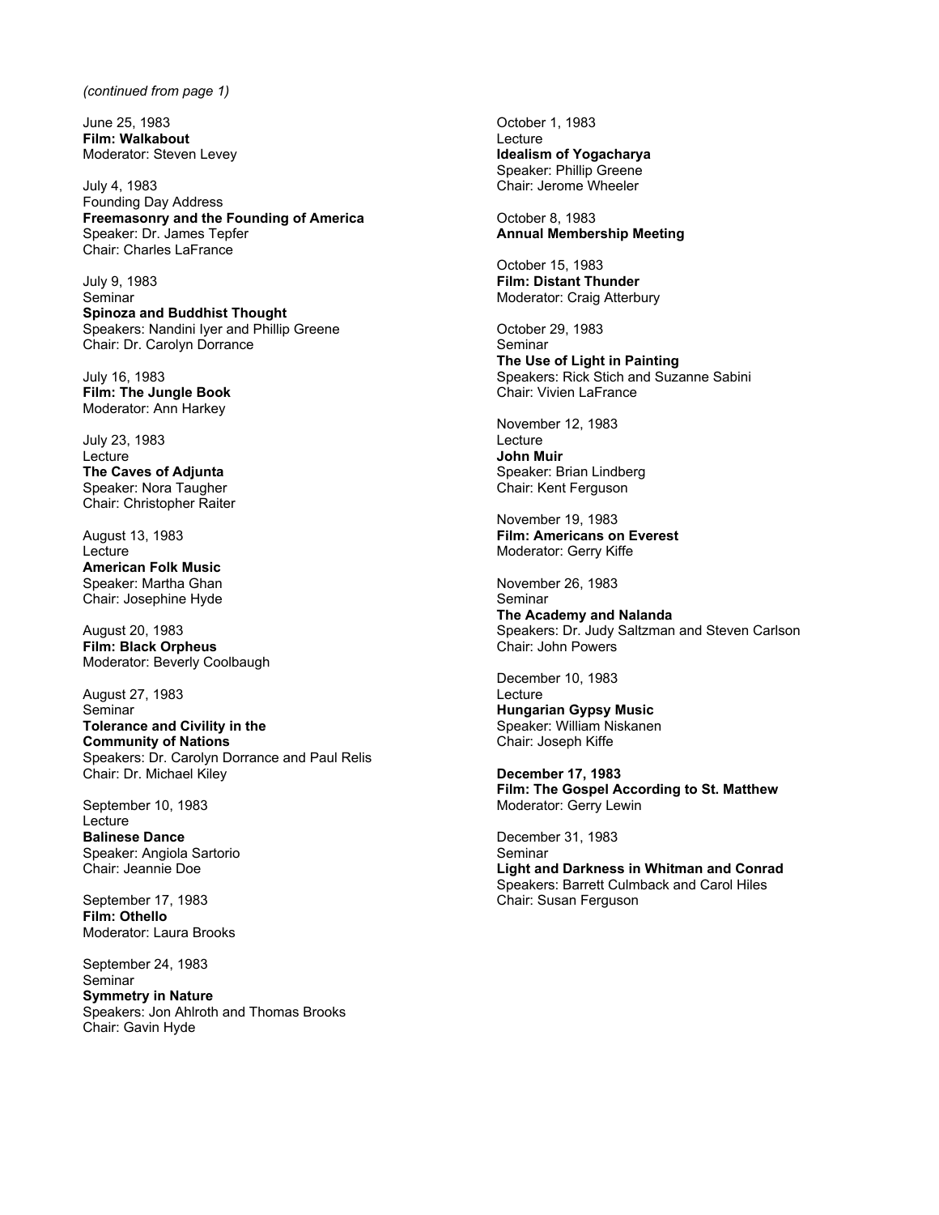*(continued from page 1)*

June 25, 1983
**Film: Walkabout**
Moderator: Steven Levey

July 4, 1983
Founding Day Address
**Freemasonry and the Founding of America**
Speaker: Dr. James Tepfer
Chair: Charles LaFrance

July 9, 1983
Seminar
**Spinoza and Buddhist Thought**
Speakers: Nandini Iyer and Phillip Greene
Chair: Dr. Carolyn Dorrance

July 16, 1983
**Film: The Jungle Book**
Moderator: Ann Harkey

July 23, 1983
Lecture
**The Caves of Adjunta**
Speaker: Nora Taugher
Chair: Christopher Raiter

August 13, 1983
Lecture
**American Folk Music**
Speaker: Martha Ghan
Chair: Josephine Hyde

August 20, 1983
**Film: Black Orpheus**
Moderator: Beverly Coolbaugh

August 27, 1983
Seminar
**Tolerance and Civility in the Community of Nations**
Speakers: Dr. Carolyn Dorrance and Paul Relis
Chair: Dr. Michael Kiley

September 10, 1983
Lecture
**Balinese Dance**
Speaker: Angiola Sartorio
Chair: Jeannie Doe

September 17, 1983
**Film: Othello**
Moderator: Laura Brooks

September 24, 1983
Seminar
**Symmetry in Nature**
Speakers: Jon Ahlroth and Thomas Brooks
Chair: Gavin Hyde

October 1, 1983
Lecture
**Idealism of Yogacharya**
Speaker: Phillip Greene
Chair: Jerome Wheeler

October 8, 1983
**Annual Membership Meeting**

October 15, 1983
**Film: Distant Thunder**
Moderator: Craig Atterbury

October 29, 1983
Seminar
**The Use of Light in Painting**
Speakers: Rick Stich and Suzanne Sabini
Chair: Vivien LaFrance

November 12, 1983
Lecture
**John Muir**
Speaker: Brian Lindberg
Chair: Kent Ferguson

November 19, 1983
**Film: Americans on Everest**
Moderator: Gerry Kiffe

November 26, 1983
Seminar
**The Academy and Nalanda**
Speakers: Dr. Judy Saltzman and Steven Carlson
Chair: John Powers

December 10, 1983
Lecture
**Hungarian Gypsy Music**
Speaker: William Niskanen
Chair: Joseph Kiffe

**December 17, 1983**
**Film: The Gospel According to St. Matthew**
Moderator: Gerry Lewin

December 31, 1983
Seminar
**Light and Darkness in Whitman and Conrad**
Speakers: Barrett Culmback and Carol Hiles
Chair: Susan Ferguson